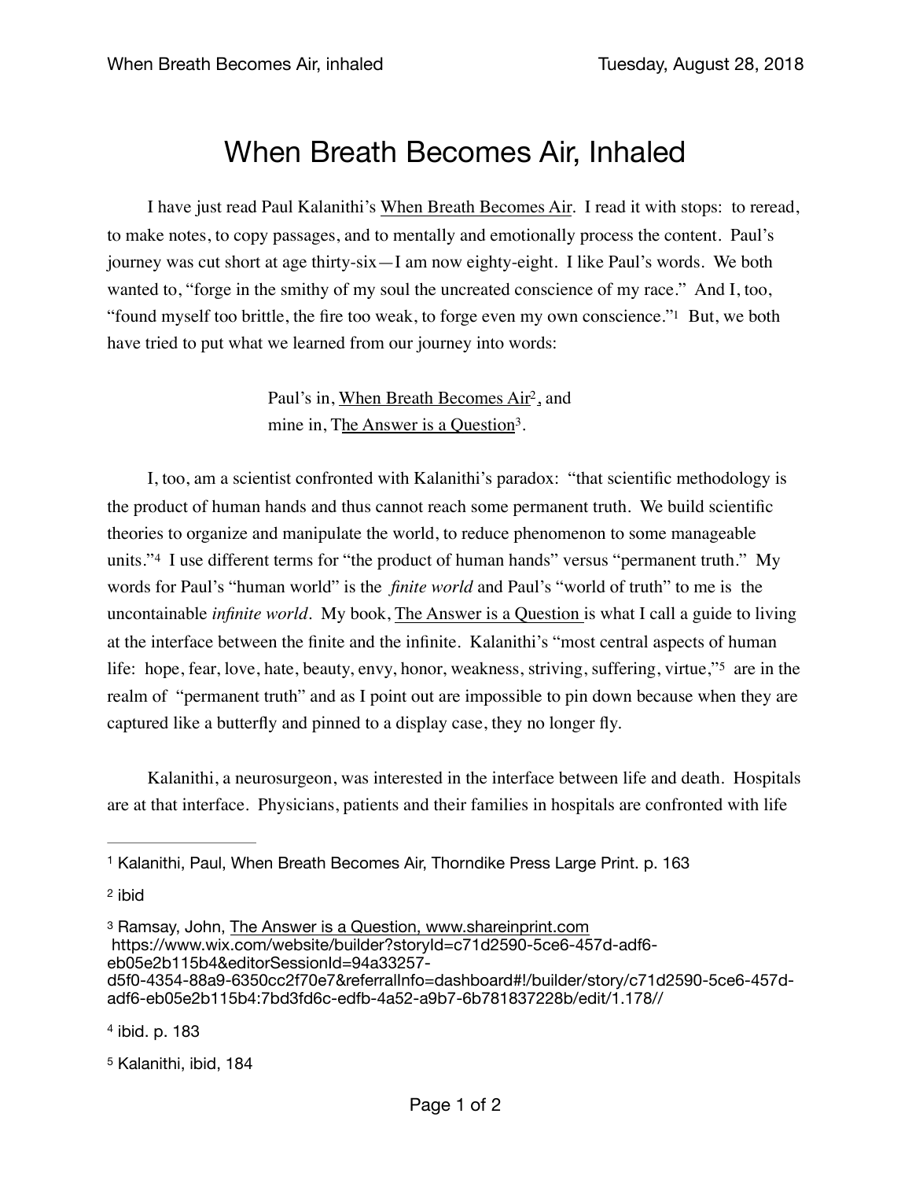# When Breath Becomes Air, Inhaled

I have just read Paul Kalanithi's <u>When Breath Becomes Air</u>. I read it with stops: to reread, to make notes, to copy passages, and to mentally and emotionally process the content. Paul's journey was cut short at age thirty-six—I am now eighty-eight. I like Paul's words. We both wanted to, "forge in the smithy of my soul the uncreated conscience of my race." And I, too, "found myself too brittle, the fire too weak, to forge even my own conscience."[1] But, we both have tried to put what we learned from our journey into words:

> Paul's in, <u>When Breath Becomes Air</u>[2], and
> mine in, T<u>he Answer is a Question</u>[3].

I, too, am a scientist confronted with Kalanithi's paradox: "that scientific methodology is the product of human hands and thus cannot reach some permanent truth. We build scientific theories to organize and manipulate the world, to reduce phenomenon to some manageable units."[4] I use different terms for "the product of human hands" versus "permanent truth." My words for Paul's "human world" is the *finite world* and Paul's "world of truth" to me is the uncontainable *infinite world*. My book, <u>The Answer is a Question</u> is what I call a guide to living at the interface between the finite and the infinite. Kalanithi's "most central aspects of human life: hope, fear, love, hate, beauty, envy, honor, weakness, striving, suffering, virtue,"[5] are in the realm of "permanent truth" and as I point out are impossible to pin down because when they are captured like a butterfly and pinned to a display case, they no longer fly.

Kalanithi, a neurosurgeon, was interested in the interface between life and death. Hospitals are at that interface. Physicians, patients and their families in hospitals are confronted with life

---

[1] Kalanithi, Paul, When Breath Becomes Air, Thorndike Press Large Print. p. 163

[2] ibid

[3] Ramsay, John, <u>The Answer is a Question, www.shareinprint.com</u> https://www.wix.com/website/builder?storyId=c71d2590-5ce6-457d-adf6-eb05e2b115b4&editorSessionId=94a33257-d5f0-4354-88a9-6350cc2f70e7&referralInfo=dashboard#!/builder/story/c71d2590-5ce6-457d-adf6-eb05e2b115b4:7bd3fd6c-edfb-4a52-a9b7-6b781837228b/edit/1.178//

[4] ibid. p. 183

[5] Kalanithi, ibid, 184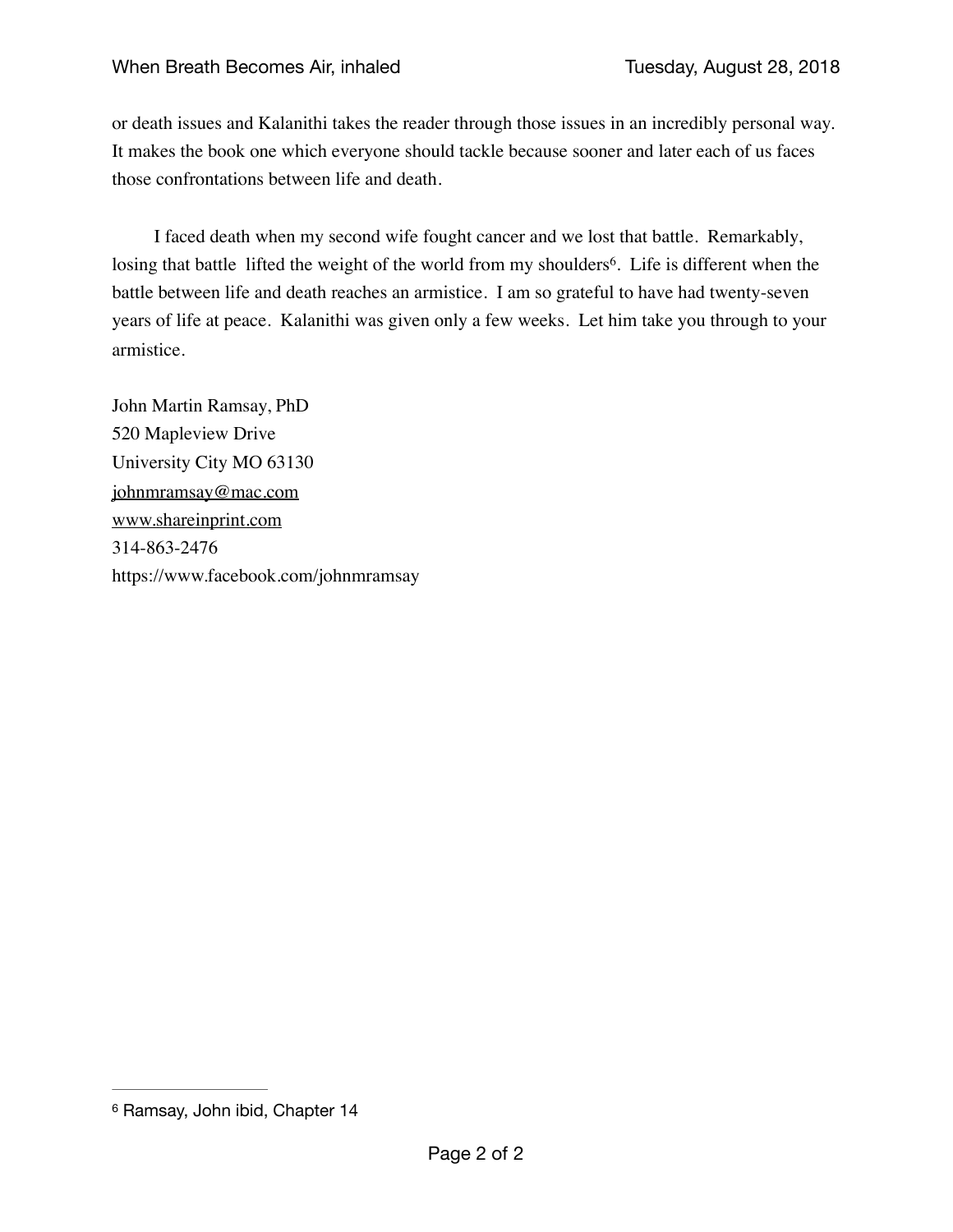or death issues and Kalanithi takes the reader through those issues in an incredibly personal way. It makes the book one which everyone should tackle because sooner and later each of us faces those confrontations between life and death.

I faced death when my second wife fought cancer and we lost that battle. Remarkably, losing that battle lifted the weight of the world from my shoulders[6]. Life is different when the battle between life and death reaches an armistice. I am so grateful to have had twenty-seven years of life at peace. Kalanithi was given only a few weeks. Let him take you through to your armistice.

John Martin Ramsay, PhD
520 Mapleview Drive
University City MO 63130
johnmramsay@mac.com
www.shareinprint.com
314-863-2476
https://www.facebook.com/johnmramsay

---

[6] Ramsay, John ibid, Chapter 14